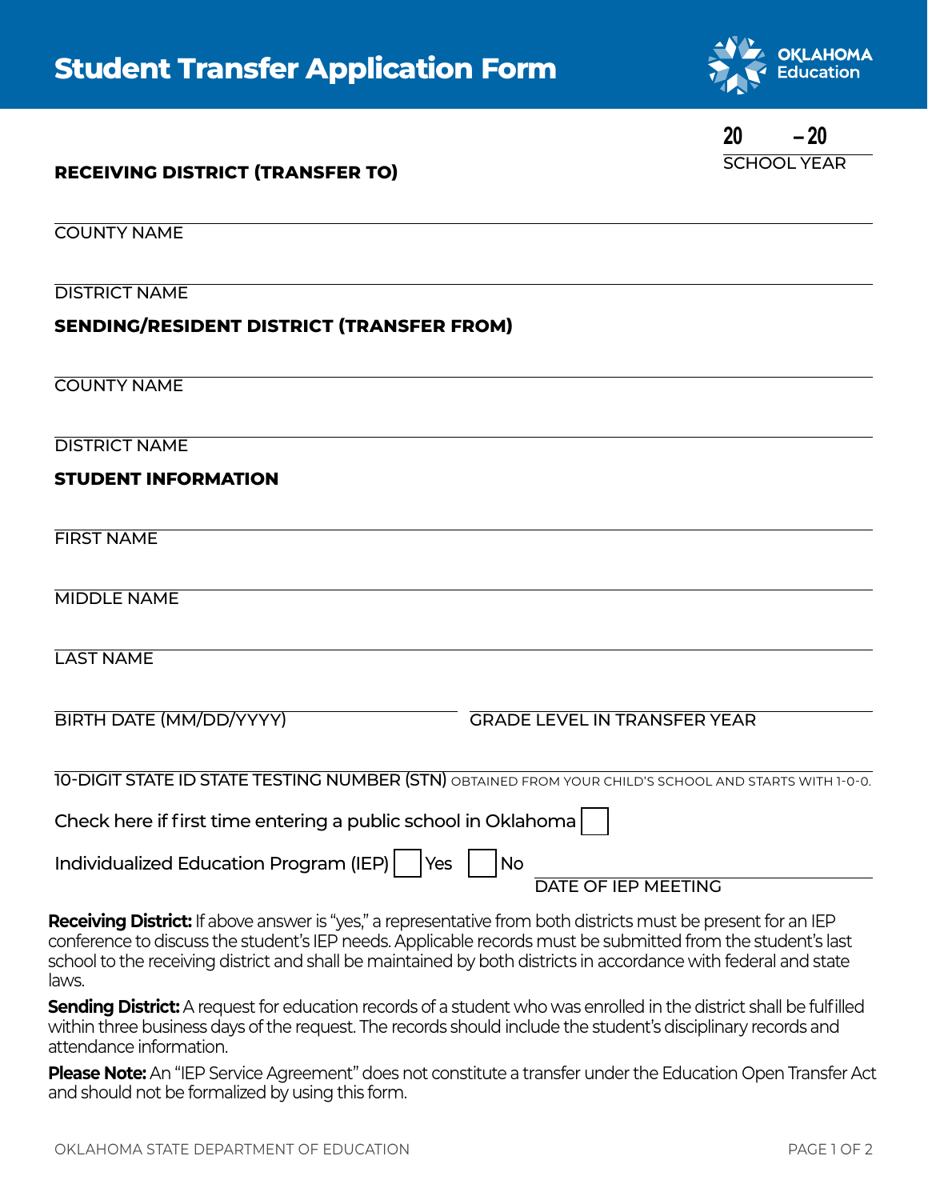# Student Transfer Application Form

OKLAHOMA Education

20 \_\_\_\_ – 20 \_\_\_\_
SCHOOL YEAR

**RECEIVING DISTRICT (TRANSFER TO)**

COUNTY NAME

DISTRICT NAME

**SENDING/RESIDENT DISTRICT (TRANSFER FROM)**

COUNTY NAME

DISTRICT NAME

**STUDENT INFORMATION**

FIRST NAME

MIDDLE NAME

LAST NAME

BIRTH DATE (MM/DD/YYYY)

GRADE LEVEL IN TRANSFER YEAR

10-DIGIT STATE ID STATE TESTING NUMBER (STN) OBTAINED FROM YOUR CHILD'S SCHOOL AND STARTS WITH 1-0-0.

Check here if first time entering a public school in Oklahoma ☐

Individualized Education Program (IEP) ☐ Yes ☐ No

DATE OF IEP MEETING

**Receiving District:** If above answer is "yes," a representative from both districts must be present for an IEP conference to discuss the student's IEP needs. Applicable records must be submitted from the student's last school to the receiving district and shall be maintained by both districts in accordance with federal and state laws.

**Sending District:** A request for education records of a student who was enrolled in the district shall be fulfilled within three business days of the request. The records should include the student's disciplinary records and attendance information.

**Please Note:** An "IEP Service Agreement" does not constitute a transfer under the Education Open Transfer Act and should not be formalized by using this form.

OKLAHOMA STATE DEPARTMENT OF EDUCATION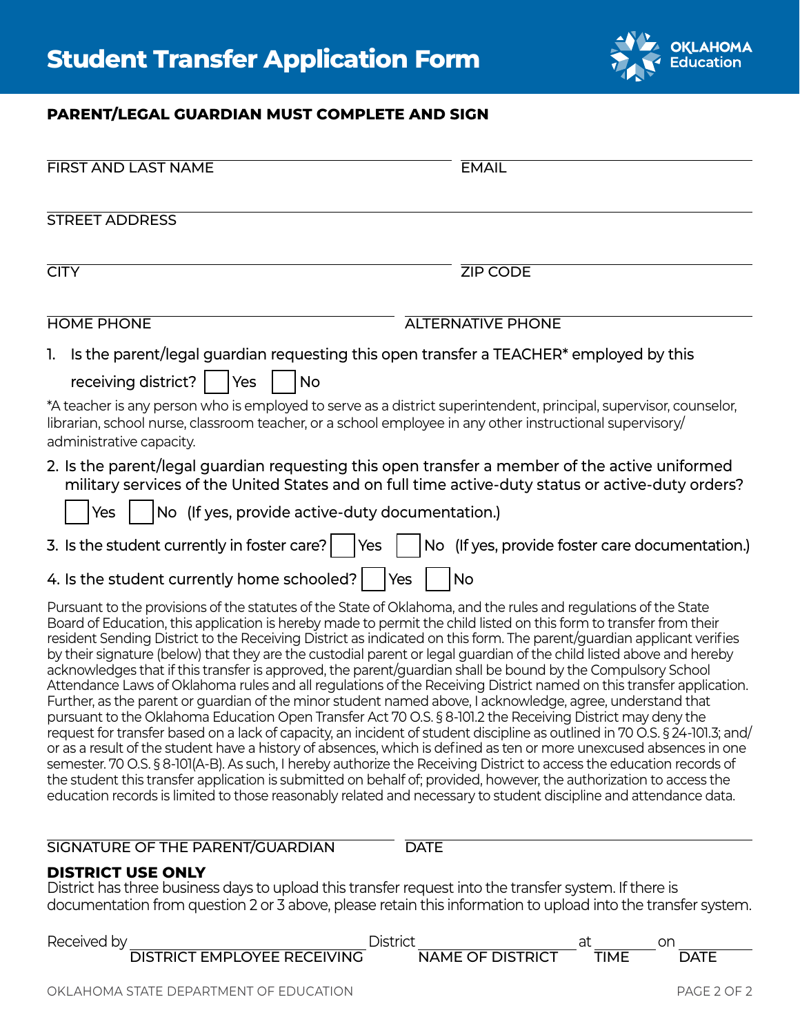# Student Transfer Application Form

OKLAHOMA Education

**PARENT/LEGAL GUARDIAN MUST COMPLETE AND SIGN**

FIRST AND LAST NAME ______________________ EMAIL ______________________

STREET ADDRESS ______________________

CITY ______________________ ZIP CODE ______________________

HOME PHONE ______________________ ALTERNATIVE PHONE ______________________

1. Is the parent/legal guardian requesting this open transfer a TEACHER* employed by this receiving district? ☐ Yes ☐ No

*A teacher is any person who is employed to serve as a district superintendent, principal, supervisor, counselor, librarian, school nurse, classroom teacher, or a school employee in any other instructional supervisory/ administrative capacity.

2. Is the parent/legal guardian requesting this open transfer a member of the active uniformed military services of the United States and on full time active-duty status or active-duty orders?
   ☐ Yes ☐ No (If yes, provide active-duty documentation.)
3. Is the student currently in foster care? ☐ Yes ☐ No (If yes, provide foster care documentation.)
4. Is the student currently home schooled? ☐ Yes ☐ No

Pursuant to the provisions of the statutes of the State of Oklahoma, and the rules and regulations of the State Board of Education, this application is hereby made to permit the child listed on this form to transfer from their resident Sending District to the Receiving District as indicated on this form. The parent/guardian applicant verifies by their signature (below) that they are the custodial parent or legal guardian of the child listed above and hereby acknowledges that if this transfer is approved, the parent/guardian shall be bound by the Compulsory School Attendance Laws of Oklahoma rules and all regulations of the Receiving District named on this transfer application. Further, as the parent or guardian of the minor student named above, I acknowledge, agree, understand that pursuant to the Oklahoma Education Open Transfer Act 70 O.S. § 8-101.2 the Receiving District may deny the request for transfer based on a lack of capacity, an incident of student discipline as outlined in 70 O.S. § 24-101.3; and/or as a result of the student have a history of absences, which is defined as ten or more unexcused absences in one semester. 70 O.S. § 8-101(A-B). As such, I hereby authorize the Receiving District to access the education records of the student this transfer application is submitted on behalf of; provided, however, the authorization to access the education records is limited to those reasonably related and necessary to student discipline and attendance data.

SIGNATURE OF THE PARENT/GUARDIAN ______________________ DATE ______________________

**DISTRICT USE ONLY**

District has three business days to upload this transfer request into the transfer system. If there is documentation from question 2 or 3 above, please retain this information to upload into the transfer system.

Received by ______________________ District ______________________ at __________ on __________
(DISTRICT EMPLOYEE RECEIVING) (NAME OF DISTRICT) (TIME) (DATE)

OKLAHOMA STATE DEPARTMENT OF EDUCATION